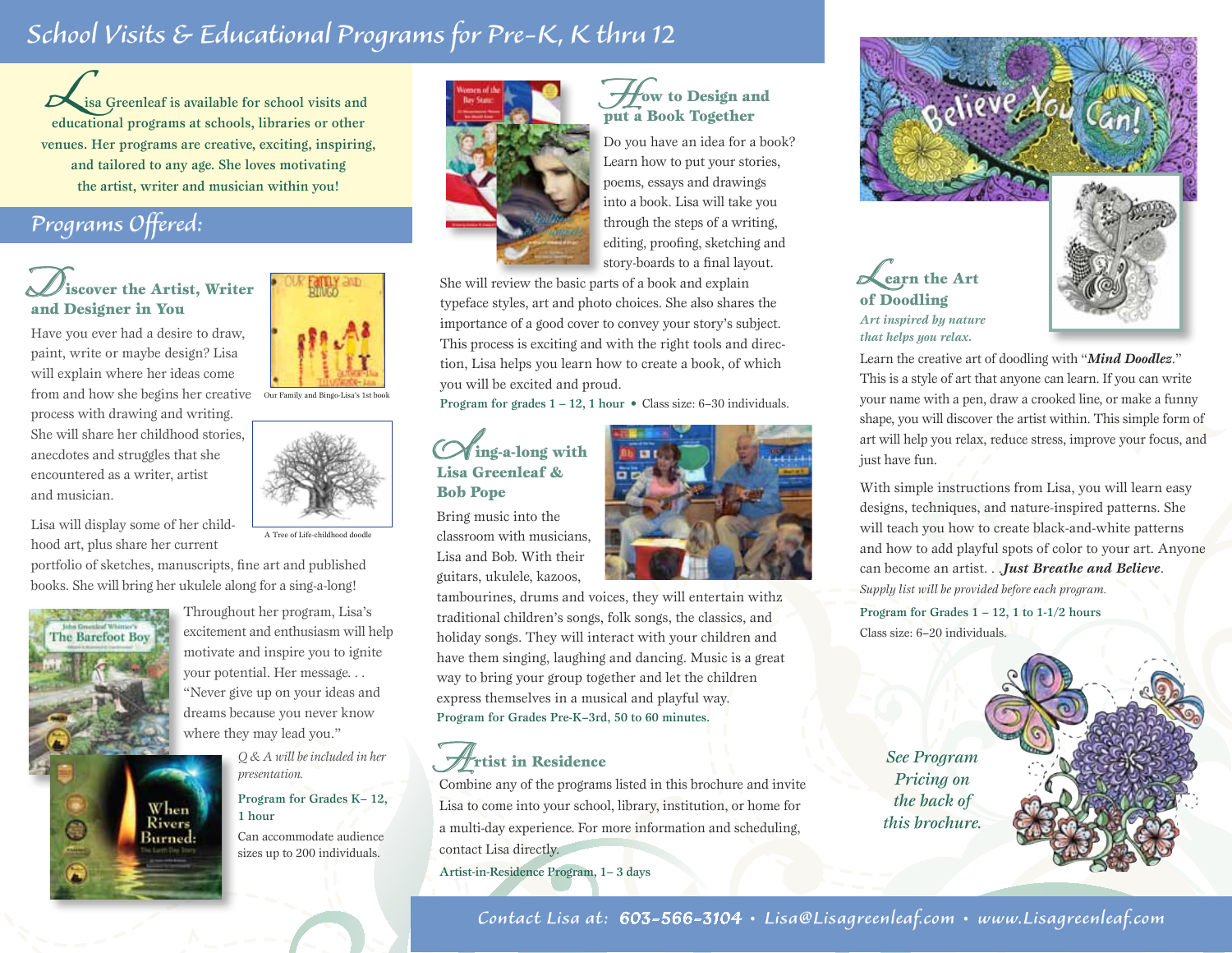# School Visits & Educational Programs for Pre-K, K thru 12

**Lisa Greenleaf is available for school visits and educational programs at schools, libraries or other venues. Her programs are creative, exciting, inspiring, and tailored to any age. She loves motivating the artist, writer and musician within you!**

## Programs Offered:

### Discover the Artist, Writer and Designer in You

Have you ever had a desire to draw, paint, write or maybe design? Lisa will explain where her ideas come from and how she begins her creative process with drawing and writing. She will share her childhood stories, anecdotes and struggles that she encountered as a writer, artist and musician.

Our Family and Bingo-Lisa's 1st book

A Tree of Life-childhood doodle

Lisa will display some of her childhood art, plus share her current portfolio of sketches, manuscripts, fine art and published books. She will bring her ukulele along for a sing-a-long!

Throughout her program, Lisa's excitement and enthusiasm will help motivate and inspire you to ignite your potential. Her message. . . "Never give up on your ideas and dreams because you never know where they may lead you."

*Q & A will be included in her presentation.*

**Program for Grades K– 12, 1 hour**

Can accommodate audience sizes up to 200 individuals.

### How to Design and put a Book Together

Do you have an idea for a book? Learn how to put your stories, poems, essays and drawings into a book. Lisa will take you through the steps of a writing, editing, proofing, sketching and story-boards to a final layout. She will review the basic parts of a book and explain typeface styles, art and photo choices. She also shares the importance of a good cover to convey your story's subject. This process is exciting and with the right tools and direction, Lisa helps you learn how to create a book, of which you will be excited and proud.

**Program for grades 1 – 12, 1 hour** • Class size: 6–30 individuals.

### Sing-a-long with Lisa Greenleaf & Bob Pope

Bring music into the classroom with musicians, Lisa and Bob. With their guitars, ukulele, kazoos, tambourines, drums and voices, they will entertain withz traditional children's songs, folk songs, the classics, and holiday songs. They will interact with your children and have them singing, laughing and dancing. Music is a great way to bring your group together and let the children express themselves in a musical and playful way.

**Program for Grades Pre-K–3rd, 50 to 60 minutes.**

### Artist in Residence

Combine any of the programs listed in this brochure and invite Lisa to come into your school, library, institution, or home for a multi-day experience. For more information and scheduling, contact Lisa directly.

**Artist-in-Residence Program, 1– 3 days**

### Learn the Art of Doodling

***Art inspired by nature that helps you relax.***

Learn the creative art of doodling with "***Mind Doodlez***." This is a style of art that anyone can learn. If you can write your name with a pen, draw a crooked line, or make a funny shape, you will discover the artist within. This simple form of art will help you relax, reduce stress, improve your focus, and just have fun.

With simple instructions from Lisa, you will learn easy designs, techniques, and nature-inspired patterns. She will teach you how to create black-and-white patterns and how to add playful spots of color to your art. Anyone can become an artist. . . ***Just Breathe and Believe***.

*Supply list will be provided before each program.*

**Program for Grades 1 – 12, 1 to 1-1/2 hours**

Class size: 6–20 individuals.

*See Program Pricing on the back of this brochure.*

Contact Lisa at: 603-566-3104 • Lisa@Lisagreenleaf.com • www.Lisagreenleaf.com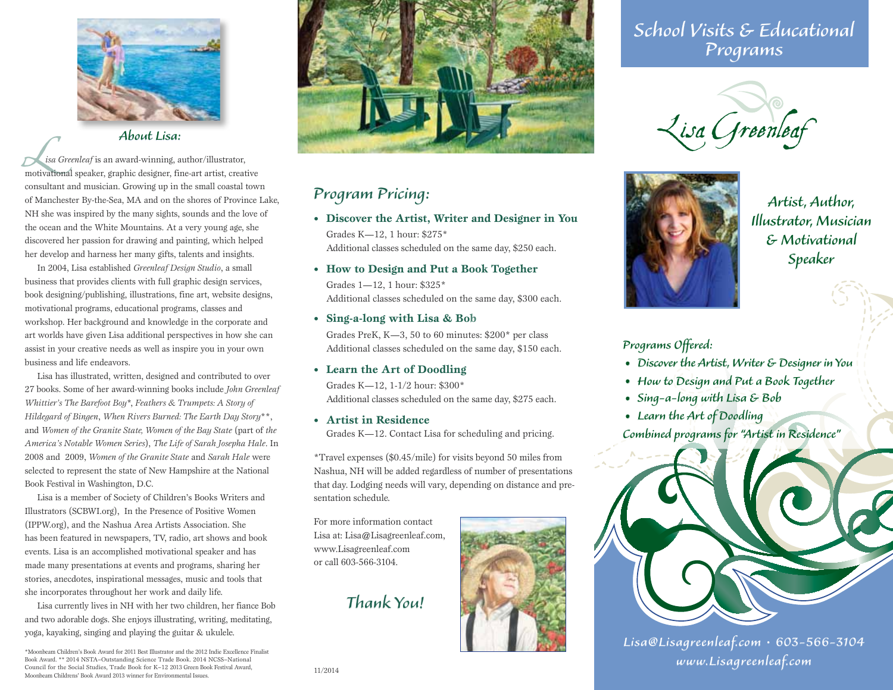## About Lisa:

*Lisa Greenleaf* is an award-winning, author/illustrator, motivational speaker, graphic designer, fine-art artist, creative consultant and musician. Growing up in the small coastal town of Manchester By-the-Sea, MA and on the shores of Province Lake, NH she was inspired by the many sights, sounds and the love of the ocean and the White Mountains. At a very young age, she discovered her passion for drawing and painting, which helped her develop and harness her many gifts, talents and insights.

In 2004, Lisa established *Greenleaf Design Studio*, a small business that provides clients with full graphic design services, book designing/publishing, illustrations, fine art, website designs, motivational programs, educational programs, classes and workshop. Her background and knowledge in the corporate and art worlds have given Lisa additional perspectives in how she can assist in your creative needs as well as inspire you in your own business and life endeavors.

Lisa has illustrated, written, designed and contributed to over 27 books. Some of her award-winning books include *John Greenleaf Whittier's The Barefoot Boy*\*, *Feathers & Trumpets: A Story of Hildegard of Bingen*, *When Rivers Burned: The Earth Day Story*\*\*, and *Women of the Granite State, Women of the Bay State* (part of *the America's Notable Women Series*), *The Life of Sarah Josepha Hale*. In 2008 and 2009, *Women of the Granite State* and *Sarah Hale* were selected to represent the state of New Hampshire at the National Book Festival in Washington, D.C.

Lisa is a member of Society of Children's Books Writers and Illustrators (SCBWI.org), In the Presence of Positive Women (IPPW.org), and the Nashua Area Artists Association. She has been featured in newspapers, TV, radio, art shows and book events. Lisa is an accomplished motivational speaker and has made many presentations at events and programs, sharing her stories, anecdotes, inspirational messages, music and tools that she incorporates throughout her work and daily life.

Lisa currently lives in NH with her two children, her fiance Bob and two adorable dogs. She enjoys illustrating, writing, meditating, yoga, kayaking, singing and playing the guitar & ukulele.

\*Moonbeam Children's Book Award for 2011 Best Illustrator and the 2012 Indie Excellence Finalist Book Award. \*\* 2014 NSTA–Outstanding Science Trade Book. 2014 NCSS–National Council for the Social Studies, Trade Book for K–12 2013 Green Book Festival Award, Moonbeam Childrens' Book Award 2013 winner for Environmental Issues.

## Program Pricing:

- **Discover the Artist, Writer and Designer in You**
  Grades K—12, 1 hour: $275*
  Additional classes scheduled on the same day, $250 each.
- **How to Design and Put a Book Together**
  Grades 1—12, 1 hour: $325*
  Additional classes scheduled on the same day, $300 each.
- **Sing-a-long with Lisa & Bob**
  Grades PreK, K—3, 50 to 60 minutes: $200* per class
  Additional classes scheduled on the same day, $150 each.
- **Learn the Art of Doodling**
  Grades K—12, 1-1/2 hour: $300*
  Additional classes scheduled on the same day, $275 each.
- **Artist in Residence**
  Grades K—12. Contact Lisa for scheduling and pricing.

\*Travel expenses ($0.45/mile) for visits beyond 50 miles from Nashua, NH will be added regardless of number of presentations that day. Lodging needs will vary, depending on distance and presentation schedule.

For more information contact Lisa at: Lisa@Lisagreenleaf.com, www.Lisagreenleaf.com or call 603-566-3104.

### Thank You!

11/2014

# School Visits & Educational Programs

## Lisa Greenleaf

### Artist, Author, Illustrator, Musician & Motivational Speaker

**Programs Offered:**

- Discover the Artist, Writer & Designer in You
- How to Design and Put a Book Together
- Sing-a-long with Lisa & Bob
- Learn the Art of Doodling

Combined programs for "Artist in Residence"

Lisa@Lisagreenleaf.com • 603-566-3104
www.Lisagreenleaf.com